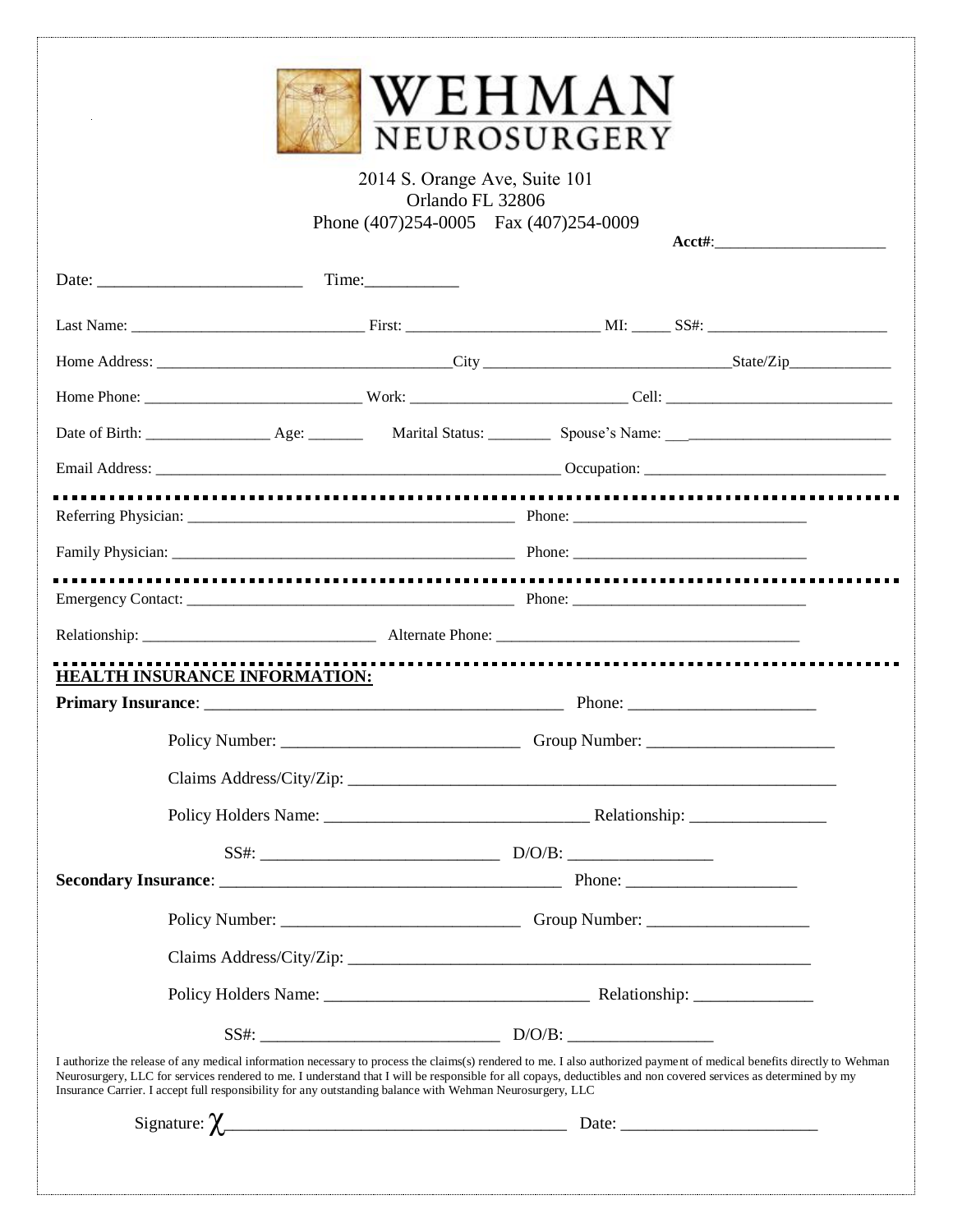# WEHMAN NEUROSURGERY

2014 S. Orange Ave, Suite 101
Orlando FL 32806
Phone (407)254-0005 Fax (407)254-0009

**Acct#**:____________________

Date: ________________________ Time:___________

Last Name: ____________________________ First: _______________________ MI: _____ SS#: ______________________

Home Address: ___________________________________City ______________________________State/Zip_____________

Home Phone: __________________________ Work: __________________________ Cell: ____________________________

Date of Birth: _______________ Age: _______ Marital Status: ________ Spouse's Name: ___________________________

Email Address: ____________________________________________________ Occupation: ______________________________

---

Referring Physician: ________________________________________ Phone: ____________________________

Family Physician: __________________________________________ Phone: ____________________________

---

Emergency Contact: ________________________________________ Phone: ____________________________

Relationship: ____________________________ Alternate Phone: ______________________________________

---

## HEALTH INSURANCE INFORMATION:

**Primary Insurance**: __________________________________________ Phone: _____________________

Policy Number: ____________________________ Group Number: _____________________

Claims Address/City/Zip: __________________________________________________________

Policy Holders Name: ______________________________ Relationship: ________________

SS#: ___________________________ D/O/B: ________________

**Secondary Insurance**: ________________________________________ Phone: ___________________

Policy Number: ____________________________ Group Number: ___________________

Claims Address/City/Zip: ______________________________________________________

Policy Holders Name: ______________________________ Relationship: ______________

SS#: ___________________________ D/O/B: ________________

I authorize the release of any medical information necessary to process the claims(s) rendered to me. I also authorized payment of medical benefits directly to Wehman Neurosurgery, LLC for services rendered to me. I understand that I will be responsible for all copays, deductibles and non covered services as determined by my Insurance Carrier. I accept full responsibility for any outstanding balance with Wehman Neurosurgery, LLC

Signature: χ_______________________________________ Date: ______________________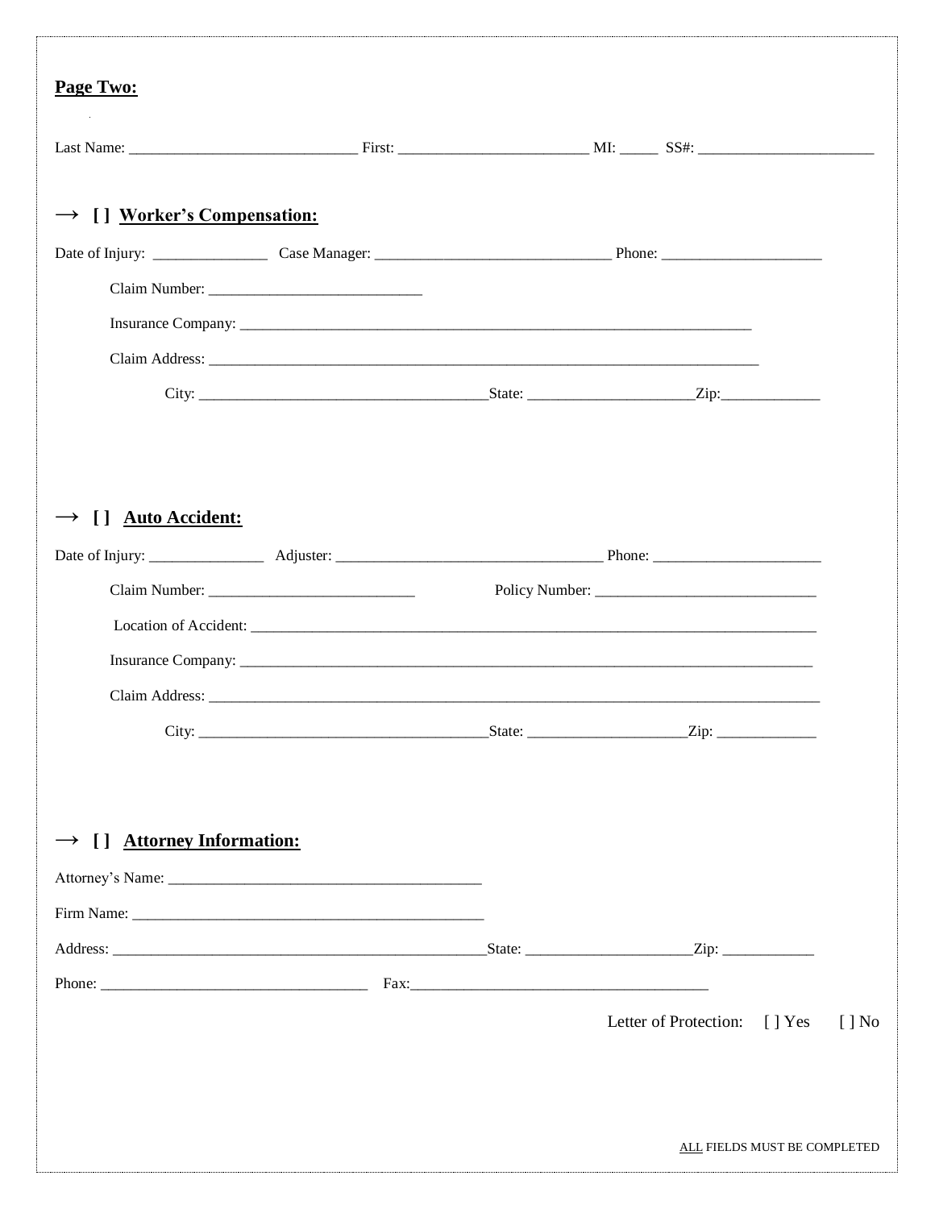**Page Two:**

Last Name: ______________________________ First: _________________________ MI: _____ SS#: _______________________

## → [ ] Worker's Compensation:

Date of Injury: _______________ Case Manager: ______________________________ Phone: _____________________

Claim Number: ____________________________

Insurance Company: _______________________________________________________________________

Claim Address: ___________________________________________________________________________

City: _____________________________________State: _____________________Zip:_____________

## → [ ] Auto Accident:

Date of Injury: _______________ Adjuster: __________________________________ Phone: ______________________

Claim Number: ___________________________ Policy Number: _____________________________

Location of Accident: _____________________________________________________________________________

Insurance Company: ___________________________________________________________________________

Claim Address: _______________________________________________________________________________

City: _____________________________________State: ____________________Zip: _____________

## → [ ] Attorney Information:

Attorney's Name: ________________________________________

Firm Name: _____________________________________________

Address: ________________________________________________State: _____________________Zip: ____________

Phone: __________________________________ Fax:_______________________________________

Letter of Protection: [ ] Yes [ ] No

ALL FIELDS MUST BE COMPLETED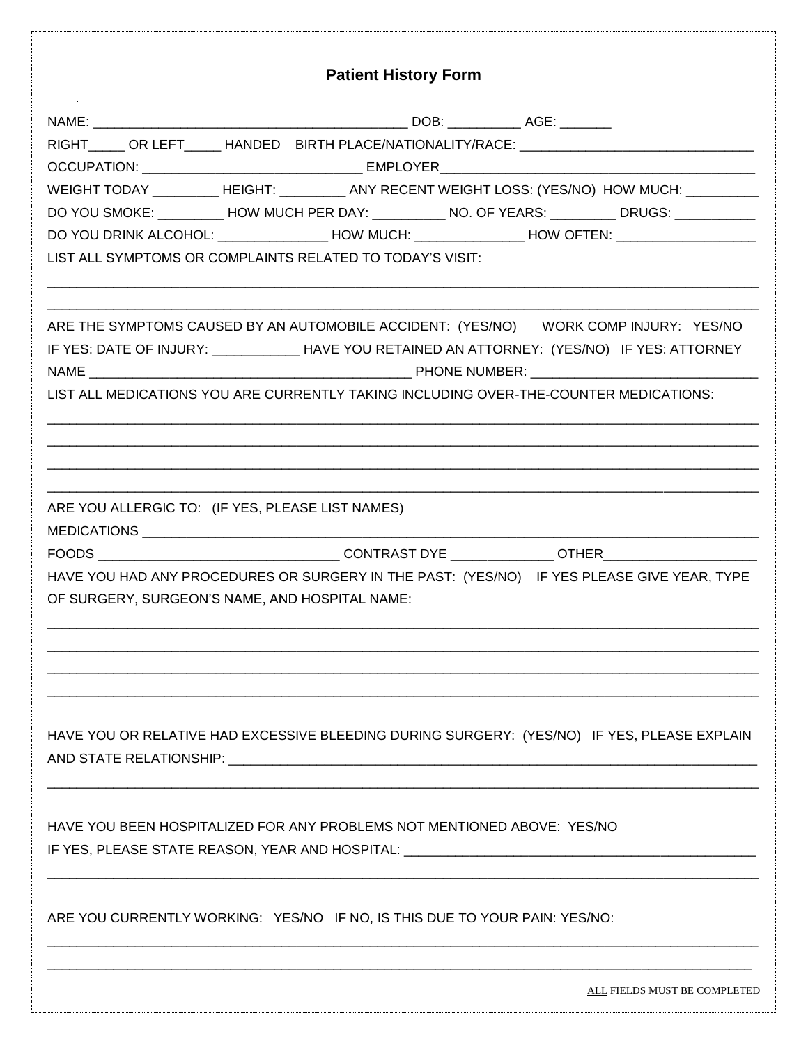# Patient History Form

NAME: ___________________________________________ DOB: __________ AGE: _______

RIGHT_____ OR LEFT_____ HANDED BIRTH PLACE/NATIONALITY/RACE: ________________________________

OCCUPATION: _____________________________ EMPLOYER_________________________________________

WEIGHT TODAY _________ HEIGHT: _________ ANY RECENT WEIGHT LOSS: (YES/NO) HOW MUCH: __________

DO YOU SMOKE: _________ HOW MUCH PER DAY: __________ NO. OF YEARS: _________ DRUGS: ___________

DO YOU DRINK ALCOHOL: _______________ HOW MUCH: _______________ HOW OFTEN: ___________________

LIST ALL SYMPTOMS OR COMPLAINTS RELATED TO TODAY'S VISIT:

_____________________________________________________________________________________________

_____________________________________________________________________________________________

ARE THE SYMPTOMS CAUSED BY AN AUTOMOBILE ACCIDENT: (YES/NO) WORK COMP INJURY: YES/NO

IF YES: DATE OF INJURY: ____________ HAVE YOU RETAINED AN ATTORNEY: (YES/NO) IF YES: ATTORNEY NAME ___________________________________________ PHONE NUMBER: _______________________________

LIST ALL MEDICATIONS YOU ARE CURRENTLY TAKING INCLUDING OVER-THE-COUNTER MEDICATIONS:

_____________________________________________________________________________________________

_____________________________________________________________________________________________

_____________________________________________________________________________________________

_____________________________________________________________________________________________

ARE YOU ALLERGIC TO: (IF YES, PLEASE LIST NAMES)

MEDICATIONS _________________________________________________________________________________

FOODS ________________________________ CONTRAST DYE _____________ OTHER____________________

HAVE YOU HAD ANY PROCEDURES OR SURGERY IN THE PAST: (YES/NO) IF YES PLEASE GIVE YEAR, TYPE OF SURGERY, SURGEON'S NAME, AND HOSPITAL NAME:

_____________________________________________________________________________________________

_____________________________________________________________________________________________

_____________________________________________________________________________________________

_____________________________________________________________________________________________

HAVE YOU OR RELATIVE HAD EXCESSIVE BLEEDING DURING SURGERY: (YES/NO) IF YES, PLEASE EXPLAIN AND STATE RELATIONSHIP: ____________________________________________________________________________

_____________________________________________________________________________________________

HAVE YOU BEEN HOSPITALIZED FOR ANY PROBLEMS NOT MENTIONED ABOVE: YES/NO

IF YES, PLEASE STATE REASON, YEAR AND HOSPITAL: _________________________________________________

_____________________________________________________________________________________________

ARE YOU CURRENTLY WORKING: YES/NO IF NO, IS THIS DUE TO YOUR PAIN: YES/NO:

_____________________________________________________________________________________________

_____________________________________________________________________________________________

ALL FIELDS MUST BE COMPLETED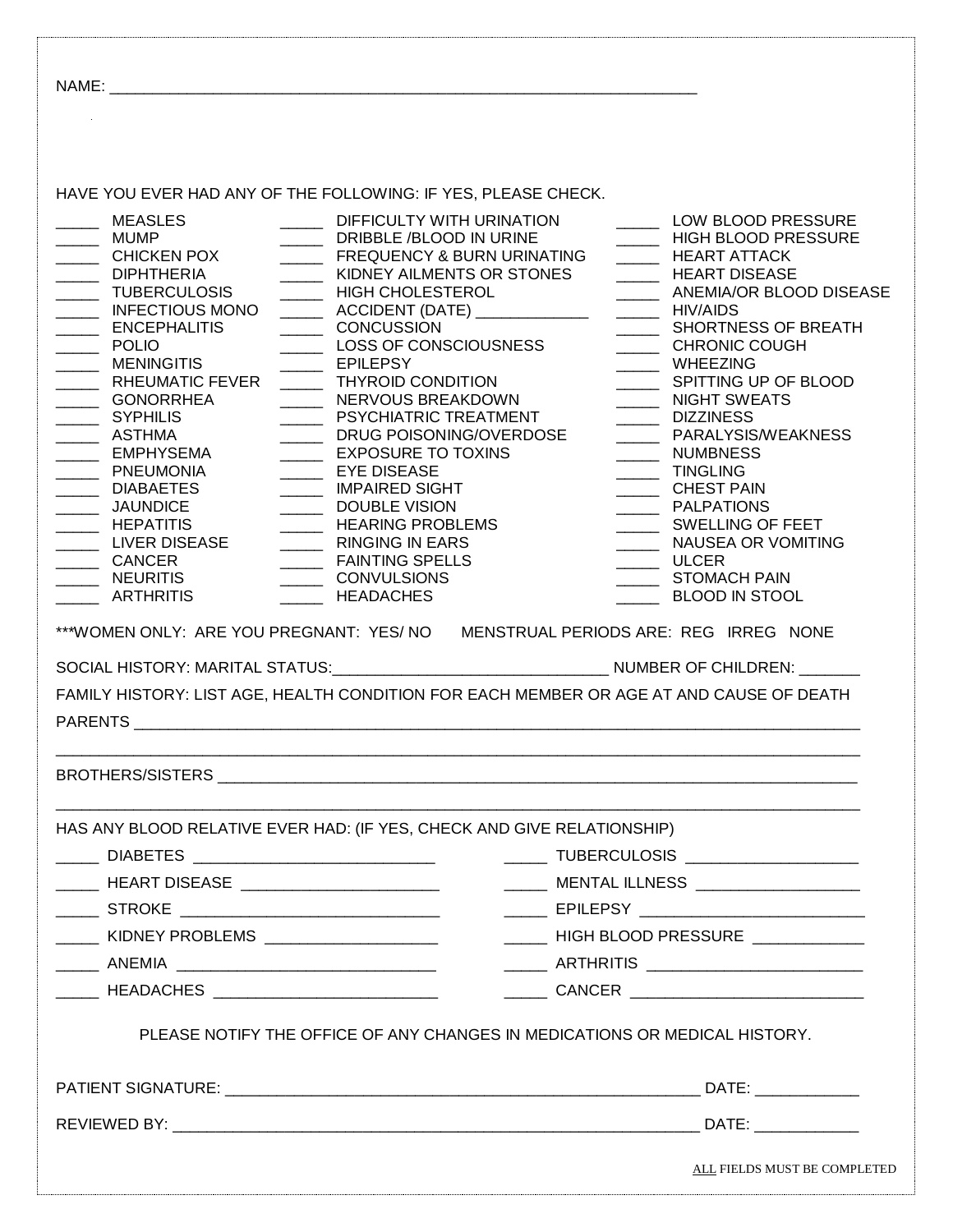NAME: ______________________________________________________________________

HAVE YOU EVER HAD ANY OF THE FOLLOWING: IF YES, PLEASE CHECK.

| | | |
|---|---|---|
| _____ MEASLES | _____ DIFFICULTY WITH URINATION | _____ LOW BLOOD PRESSURE |
| _____ MUMP | _____ DRIBBLE /BLOOD IN URINE | _____ HIGH BLOOD PRESSURE |
| _____ CHICKEN POX | _____ FREQUENCY & BURN URINATING | _____ HEART ATTACK |
| _____ DIPHTHERIA | _____ KIDNEY AILMENTS OR STONES | _____ HEART DISEASE |
| _____ TUBERCULOSIS | _____ HIGH CHOLESTEROL | _____ ANEMIA/OR BLOOD DISEASE |
| _____ INFECTIOUS MONO | _____ ACCIDENT (DATE) _____________ | _____ HIV/AIDS |
| _____ ENCEPHALITIS | _____ CONCUSSION | _____ SHORTNESS OF BREATH |
| _____ POLIO | _____ LOSS OF CONSCIOUSNESS | _____ CHRONIC COUGH |
| _____ MENINGITIS | _____ EPILEPSY | _____ WHEEZING |
| _____ RHEUMATIC FEVER | _____ THYROID CONDITION | _____ SPITTING UP OF BLOOD |
| _____ GONORRHEA | _____ NERVOUS BREAKDOWN | _____ NIGHT SWEATS |
| _____ SYPHILIS | _____ PSYCHIATRIC TREATMENT | _____ DIZZINESS |
| _____ ASTHMA | _____ DRUG POISONING/OVERDOSE | _____ PARALYSIS/WEAKNESS |
| _____ EMPHYSEMA | _____ EXPOSURE TO TOXINS | _____ NUMBNESS |
| _____ PNEUMONIA | _____ EYE DISEASE | _____ TINGLING |
| _____ DIABAETES | _____ IMPAIRED SIGHT | _____ CHEST PAIN |
| _____ JAUNDICE | _____ DOUBLE VISION | _____ PALPATIONS |
| _____ HEPATITIS | _____ HEARING PROBLEMS | _____ SWELLING OF FEET |
| _____ LIVER DISEASE | _____ RINGING IN EARS | _____ NAUSEA OR VOMITING |
| _____ CANCER | _____ FAINTING SPELLS | _____ ULCER |
| _____ NEURITIS | _____ CONVULSIONS | _____ STOMACH PAIN |
| _____ ARTHRITIS | _____ HEADACHES | _____ BLOOD IN STOOL |

***WOMEN ONLY: ARE YOU PREGNANT: YES/ NO MENSTRUAL PERIODS ARE: REG IRREG NONE

SOCIAL HISTORY: MARITAL STATUS:_______________________________ NUMBER OF CHILDREN: _______

FAMILY HISTORY: LIST AGE, HEALTH CONDITION FOR EACH MEMBER OR AGE AT AND CAUSE OF DEATH

PARENTS ________________________________________________________________________________

________________________________________________________________________________________

BROTHERS/SISTERS _______________________________________________________________________

________________________________________________________________________________________

HAS ANY BLOOD RELATIVE EVER HAD: (IF YES, CHECK AND GIVE RELATIONSHIP)

| | |
|---|---|
| _____ DIABETES ___________________________ | _____ TUBERCULOSIS ___________________ |
| _____ HEART DISEASE ______________________ | _____ MENTAL ILLNESS __________________ |
| _____ STROKE _____________________________ | _____ EPILEPSY _________________________ |
| _____ KIDNEY PROBLEMS ___________________ | _____ HIGH BLOOD PRESSURE ____________ |
| _____ ANEMIA _____________________________ | _____ ARTHRITIS ________________________ |
| _____ HEADACHES _________________________ | _____ CANCER __________________________ |

PLEASE NOTIFY THE OFFICE OF ANY CHANGES IN MEDICATIONS OR MEDICAL HISTORY.

PATIENT SIGNATURE: _______________________________________________________ DATE: ____________

REVIEWED BY: ____________________________________________________________ DATE: ____________

ALL FIELDS MUST BE COMPLETED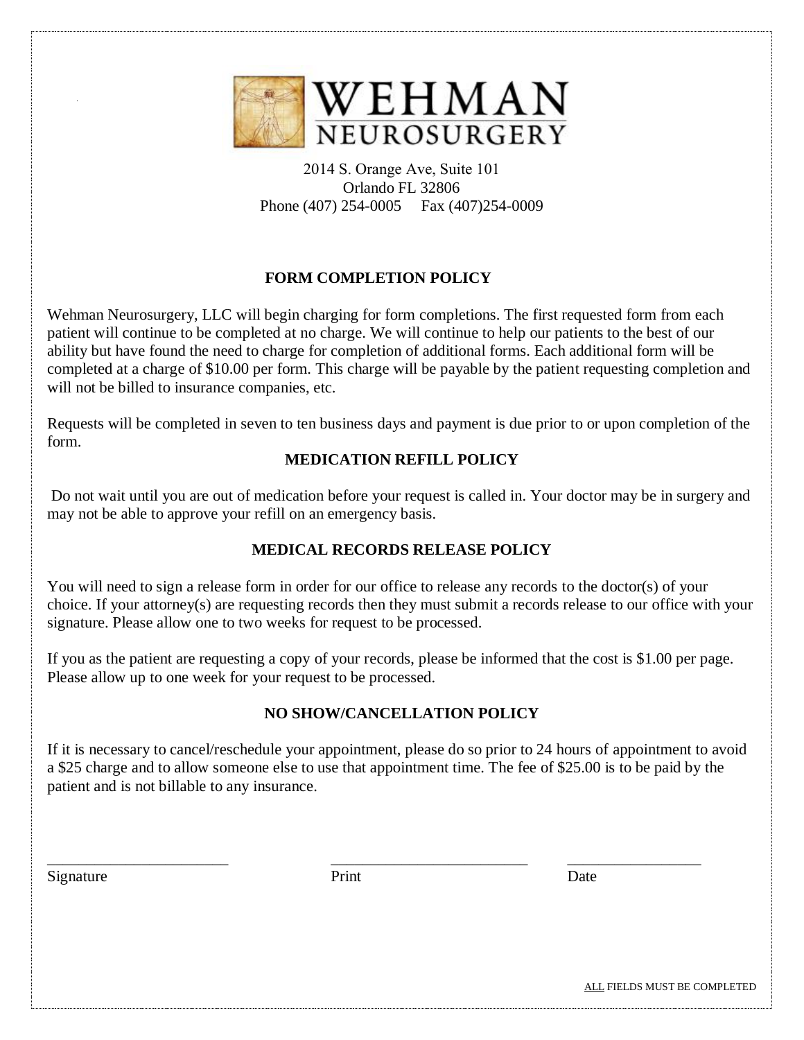# WEHMAN NEUROSURGERY

2014 S. Orange Ave, Suite 101
Orlando FL 32806
Phone (407) 254-0005     Fax (407)254-0009

## FORM COMPLETION POLICY

Wehman Neurosurgery, LLC will begin charging for form completions. The first requested form from each patient will continue to be completed at no charge. We will continue to help our patients to the best of our ability but have found the need to charge for completion of additional forms. Each additional form will be completed at a charge of $10.00 per form. This charge will be payable by the patient requesting completion and will not be billed to insurance companies, etc.

Requests will be completed in seven to ten business days and payment is due prior to or upon completion of the form.

## MEDICATION REFILL POLICY

Do not wait until you are out of medication before your request is called in. Your doctor may be in surgery and may not be able to approve your refill on an emergency basis.

## MEDICAL RECORDS RELEASE POLICY

You will need to sign a release form in order for our office to release any records to the doctor(s) of your choice. If your attorney(s) are requesting records then they must submit a records release to our office with your signature. Please allow one to two weeks for request to be processed.

If you as the patient are requesting a copy of your records, please be informed that the cost is $1.00 per page. Please allow up to one week for your request to be processed.

## NO SHOW/CANCELLATION POLICY

If it is necessary to cancel/reschedule your appointment, please do so prior to 24 hours of appointment to avoid a $25 charge and to allow someone else to use that appointment time. The fee of $25.00 is to be paid by the patient and is not billable to any insurance.

________________________     ________________________     ________________
Signature                                  Print                                  Date

ALL FIELDS MUST BE COMPLETED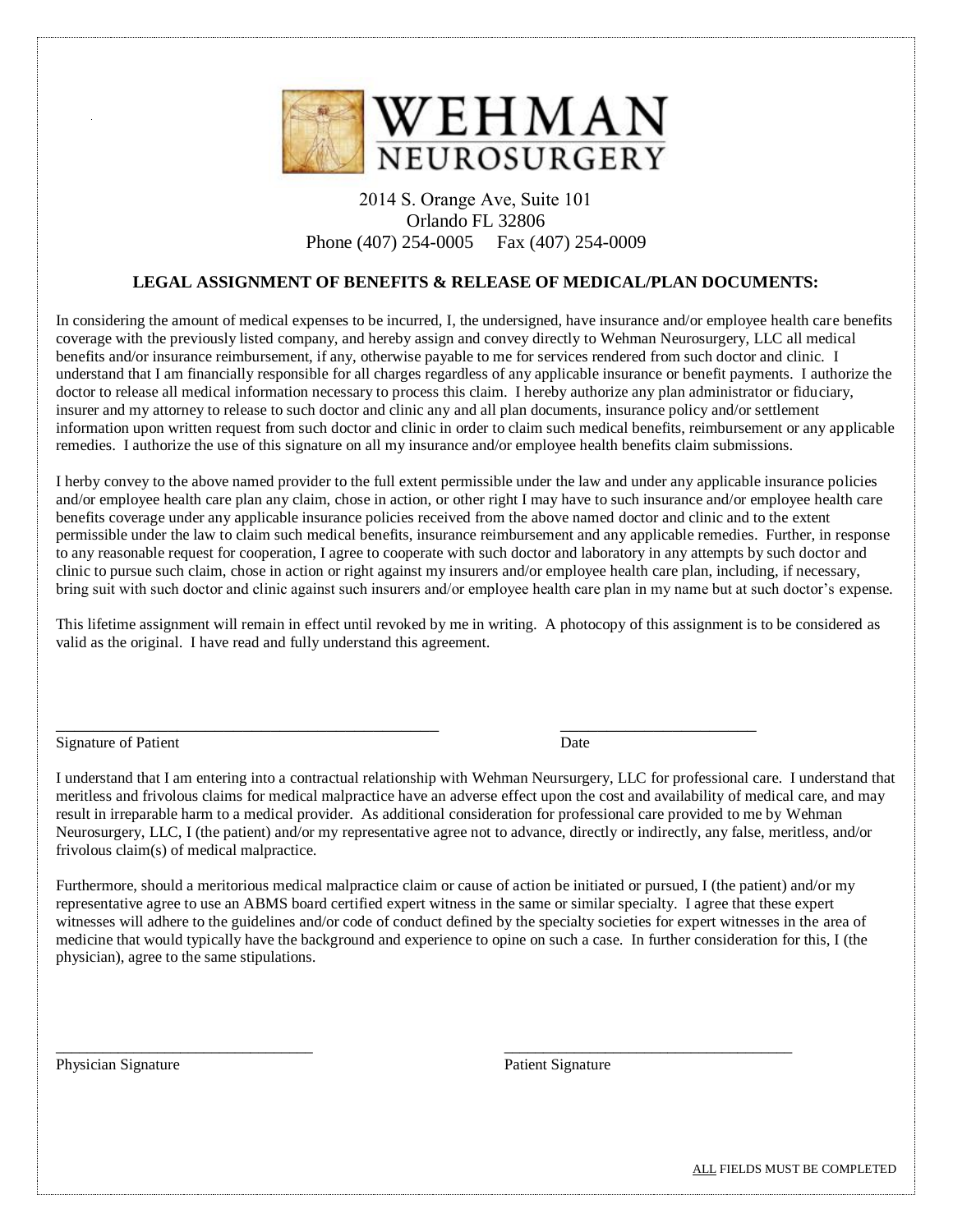# WEHMAN NEUROSURGERY

2014 S. Orange Ave, Suite 101
Orlando FL 32806
Phone (407) 254-0005     Fax (407) 254-0009

## LEGAL ASSIGNMENT OF BENEFITS & RELEASE OF MEDICAL/PLAN DOCUMENTS:

In considering the amount of medical expenses to be incurred, I, the undersigned, have insurance and/or employee health care benefits coverage with the previously listed company, and hereby assign and convey directly to Wehman Neurosurgery, LLC all medical benefits and/or insurance reimbursement, if any, otherwise payable to me for services rendered from such doctor and clinic. I understand that I am financially responsible for all charges regardless of any applicable insurance or benefit payments. I authorize the doctor to release all medical information necessary to process this claim. I hereby authorize any plan administrator or fiduciary, insurer and my attorney to release to such doctor and clinic any and all plan documents, insurance policy and/or settlement information upon written request from such doctor and clinic in order to claim such medical benefits, reimbursement or any applicable remedies. I authorize the use of this signature on all my insurance and/or employee health benefits claim submissions.

I herby convey to the above named provider to the full extent permissible under the law and under any applicable insurance policies and/or employee health care plan any claim, chose in action, or other right I may have to such insurance and/or employee health care benefits coverage under any applicable insurance policies received from the above named doctor and clinic and to the extent permissible under the law to claim such medical benefits, insurance reimbursement and any applicable remedies. Further, in response to any reasonable request for cooperation, I agree to cooperate with such doctor and laboratory in any attempts by such doctor and clinic to pursue such claim, chose in action or right against my insurers and/or employee health care plan, including, if necessary, bring suit with such doctor and clinic against such insurers and/or employee health care plan in my name but at such doctor's expense.

This lifetime assignment will remain in effect until revoked by me in writing. A photocopy of this assignment is to be considered as valid as the original. I have read and fully understand this agreement.

_______________________________________________     _________________________

Signature of Patient     Date

I understand that I am entering into a contractual relationship with Wehman Neursurgery, LLC for professional care. I understand that meritless and frivolous claims for medical malpractice have an adverse effect upon the cost and availability of medical care, and may result in irreparable harm to a medical provider. As additional consideration for professional care provided to me by Wehman Neurosurgery, LLC, I (the patient) and/or my representative agree not to advance, directly or indirectly, any false, meritless, and/or frivolous claim(s) of medical malpractice.

Furthermore, should a meritorious medical malpractice claim or cause of action be initiated or pursued, I (the patient) and/or my representative agree to use an ABMS board certified expert witness in the same or similar specialty. I agree that these expert witnesses will adhere to the guidelines and/or code of conduct defined by the specialty societies for expert witnesses in the area of medicine that would typically have the background and experience to opine on such a case. In further consideration for this, I (the physician), agree to the same stipulations.

_________________________________     _____________________________________

Physician Signature     Patient Signature

ALL FIELDS MUST BE COMPLETED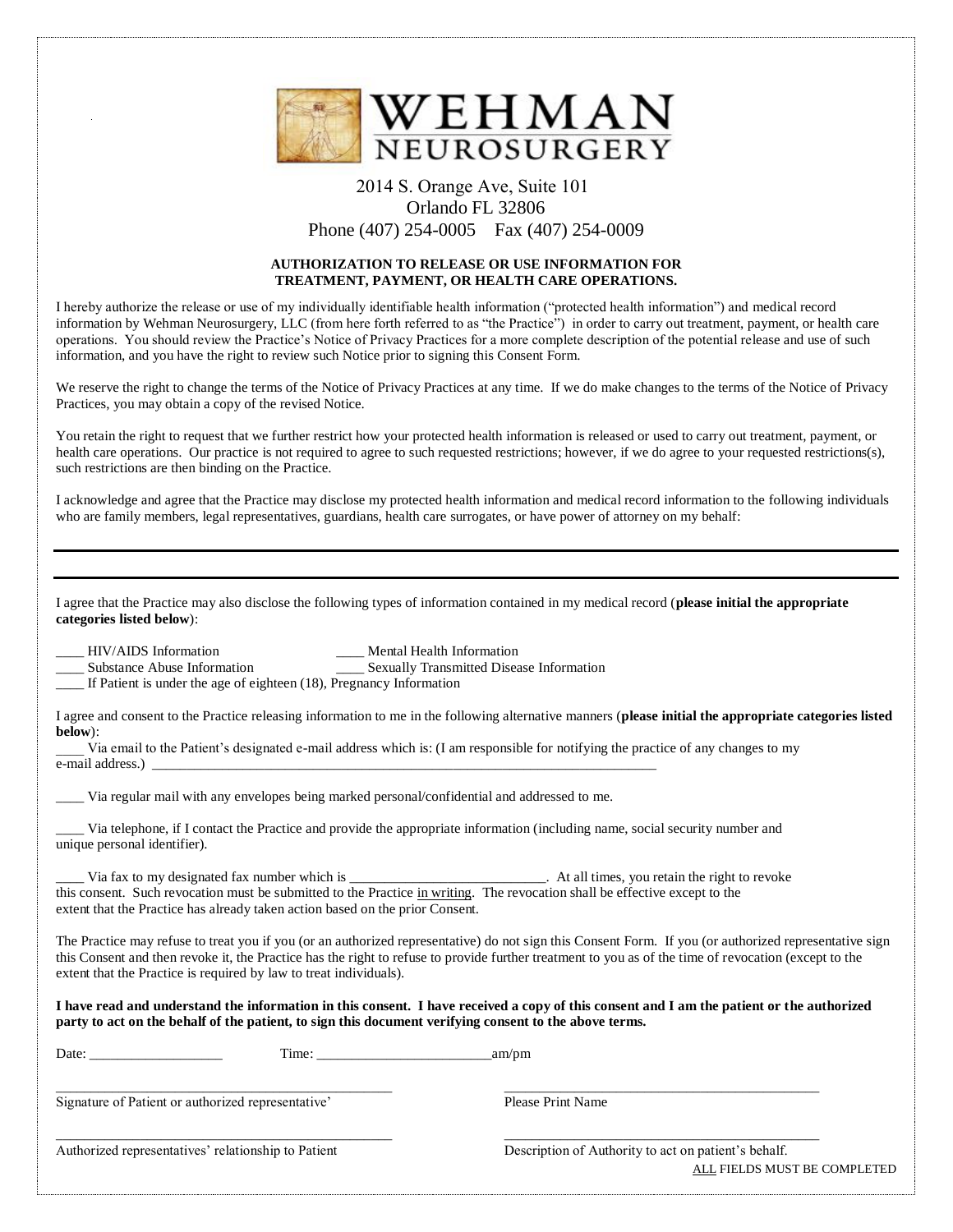# WEHMAN NEUROSURGERY

2014 S. Orange Ave, Suite 101
Orlando FL 32806
Phone (407) 254-0005 Fax (407) 254-0009

**AUTHORIZATION TO RELEASE OR USE INFORMATION FOR TREATMENT, PAYMENT, OR HEALTH CARE OPERATIONS.**

I hereby authorize the release or use of my individually identifiable health information ("protected health information") and medical record information by Wehman Neurosurgery, LLC (from here forth referred to as "the Practice") in order to carry out treatment, payment, or health care operations. You should review the Practice's Notice of Privacy Practices for a more complete description of the potential release and use of such information, and you have the right to review such Notice prior to signing this Consent Form.

We reserve the right to change the terms of the Notice of Privacy Practices at any time. If we do make changes to the terms of the Notice of Privacy Practices, you may obtain a copy of the revised Notice.

You retain the right to request that we further restrict how your protected health information is released or used to carry out treatment, payment, or health care operations. Our practice is not required to agree to such requested restrictions; however, if we do agree to your requested restrictions(s), such restrictions are then binding on the Practice.

I acknowledge and agree that the Practice may disclose my protected health information and medical record information to the following individuals who are family members, legal representatives, guardians, health care surrogates, or have power of attorney on my behalf:

______________________________________________________________________________

______________________________________________________________________________

I agree that the Practice may also disclose the following types of information contained in my medical record (**please initial the appropriate categories listed below**):

____ HIV/AIDS Information ____ Mental Health Information
____ Substance Abuse Information ____ Sexually Transmitted Disease Information
____ If Patient is under the age of eighteen (18), Pregnancy Information

I agree and consent to the Practice releasing information to me in the following alternative manners (**please initial the appropriate categories listed below**):

____ Via email to the Patient's designated e-mail address which is: (I am responsible for notifying the practice of any changes to my e-mail address.) ____________________________________________________________________________

____ Via regular mail with any envelopes being marked personal/confidential and addressed to me.

____ Via telephone, if I contact the Practice and provide the appropriate information (including name, social security number and unique personal identifier).

____ Via fax to my designated fax number which is ___________________________. At all times, you retain the right to revoke this consent. Such revocation must be submitted to the Practice <u>in writing</u>. The revocation shall be effective except to the extent that the Practice has already taken action based on the prior Consent.

The Practice may refuse to treat you if you (or an authorized representative) do not sign this Consent Form. If you (or authorized representative sign this Consent and then revoke it, the Practice has the right to refuse to provide further treatment to you as of the time of revocation (except to the extent that the Practice is required by law to treat individuals).

**I have read and understand the information in this consent. I have received a copy of this consent and I am the patient or the authorized party to act on the behalf of the patient, to sign this document verifying consent to the above terms.**

Date: ___________________ Time: _________________________am/pm

_______________________________________________ _______________________________________________
Signature of Patient or authorized representative' Please Print Name

_______________________________________________ _______________________________________________
Authorized representatives' relationship to Patient Description of Authority to act on patient's behalf.

<u>ALL</u> FIELDS MUST BE COMPLETED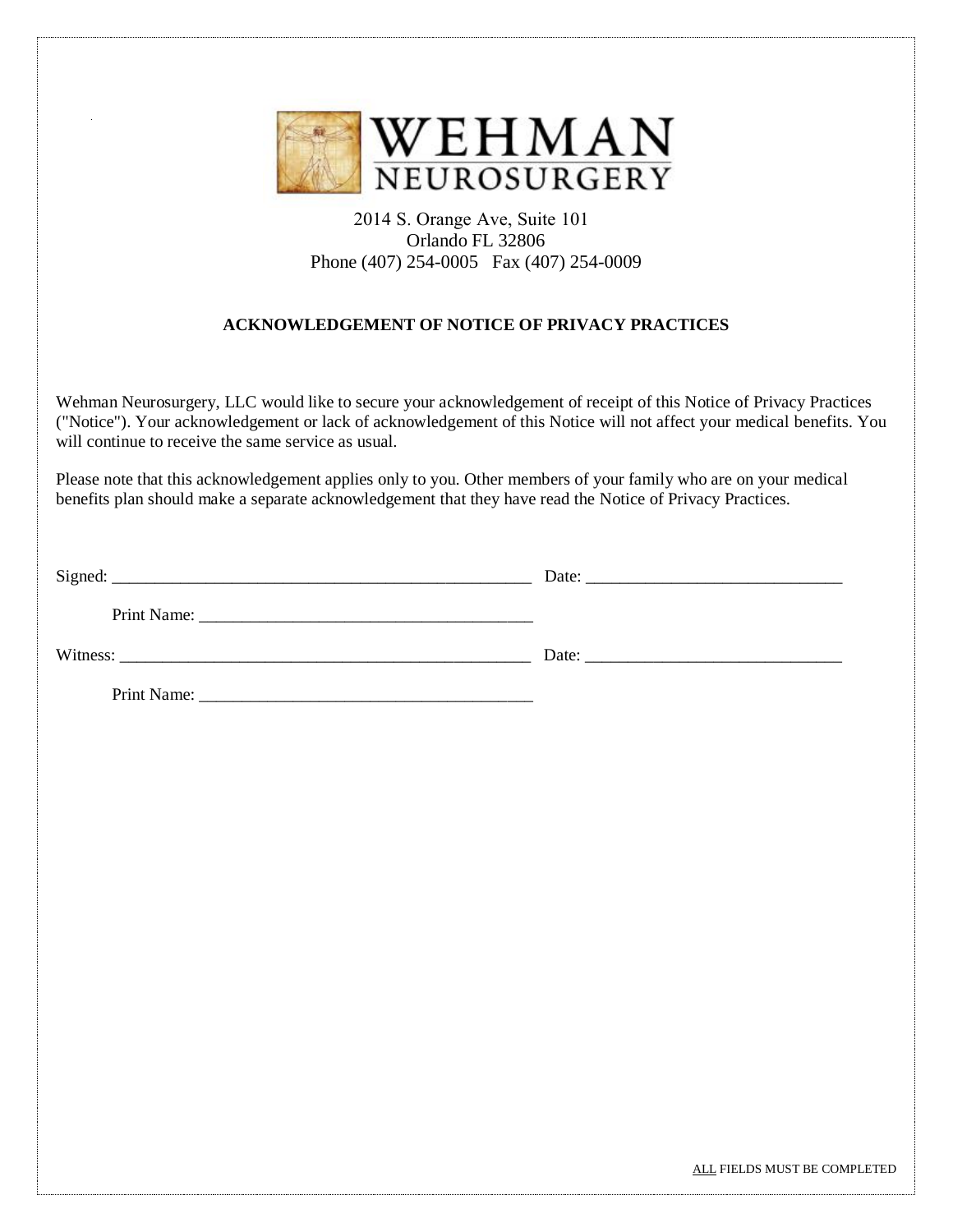WEHMAN NEUROSURGERY

2014 S. Orange Ave, Suite 101
Orlando FL 32806
Phone (407) 254-0005 Fax (407) 254-0009

## ACKNOWLEDGEMENT OF NOTICE OF PRIVACY PRACTICES

Wehman Neurosurgery, LLC would like to secure your acknowledgement of receipt of this Notice of Privacy Practices ("Notice"). Your acknowledgement or lack of acknowledgement of this Notice will not affect your medical benefits. You will continue to receive the same service as usual.

Please note that this acknowledgement applies only to you. Other members of your family who are on your medical benefits plan should make a separate acknowledgement that they have read the Notice of Privacy Practices.

Signed: ________________________________________________ Date: ____________________________

Print Name: ______________________________________

Witness: _______________________________________________ Date: ____________________________

Print Name: ______________________________________

ALL FIELDS MUST BE COMPLETED